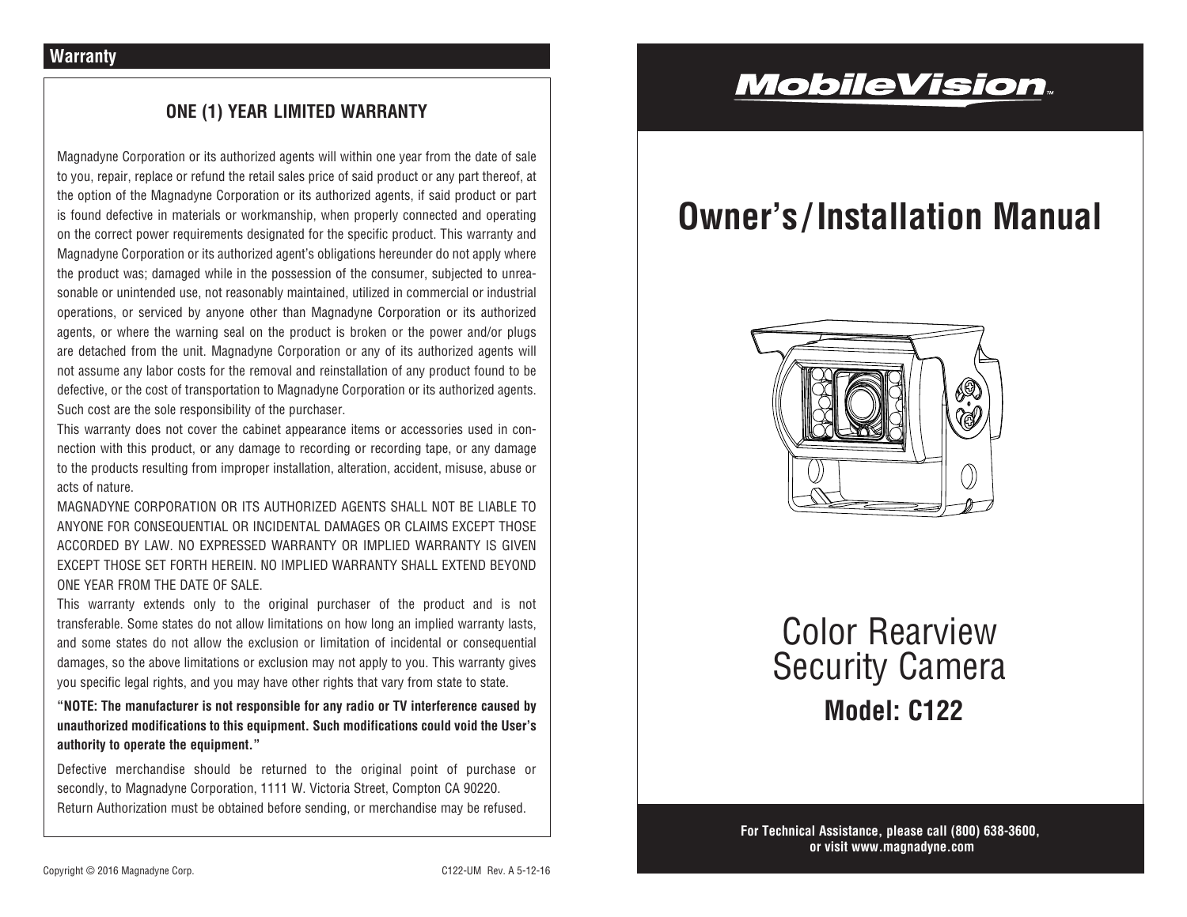## Warranty

### ONE (1) YEAR LIMITED WARRANTY

Magnadyne Corporation or its authorized agents will within one year from the date of sale to you, repair, replace or refund the retail sales price of said product or any part thereof, at the option of the Magnadyne Corporation or its authorized agents, if said product or part is found defective in materials or workmanship, when properly connected and operating on the correct power requirements designated for the specific product. This warranty and Magnadyne Corporation or its authorized agent's obligations hereunder do not apply where the product was; damaged while in the possession of the consumer, subjected to unreasonable or unintended use, not reasonably maintained, utilized in commercial or industrial operations, or serviced by anyone other than Magnadyne Corporation or its authorized agents, or where the warning seal on the product is broken or the power and/or plugs are detached from the unit. Magnadyne Corporation or any of its authorized agents will not assume any labor costs for the removal and reinstallation of any product found to be defective, or the cost of transportation to Magnadyne Corporation or its authorized agents. Such cost are the sole responsibility of the purchaser.

This warranty does not cover the cabinet appearance items or accessories used in connection with this product, or any damage to recording or recording tape, or any damage to the products resulting from improper installation, alteration, accident, misuse, abuse or acts of nature.

MAGNADYNE CORPORATION OR ITS AUTHORIZED AGENTS SHALL NOT BE LIABLE TO ANYONE FOR CONSEQUENTIAL OR INCIDENTAL DAMAGES OR CLAIMS EXCEPT THOSE ACCORDED BY LAW. NO EXPRESSED WARRANTY OR IMPLIED WARRANTY IS GIVEN EXCEPT THOSE SET FORTH HEREIN. NO IMPLIED WARRANTY SHALL EXTEND BEYOND ONE YEAR FROM THE DATE OF SALE.

This warranty extends only to the original purchaser of the product and is not transferable. Some states do not allow limitations on how long an implied warranty lasts, and some states do not allow the exclusion or limitation of incidental or consequential damages, so the above limitations or exclusion may not apply to you. This warranty gives you specific legal rights, and you may have other rights that vary from state to state.

**"NOTE: The manufacturer is not responsible for any radio or TV interference caused by unauthorized modifications to this equipment. Such modifications could void the User's authority to operate the equipment."**

Defective merchandise should be returned to the original point of purchase or secondly, to Magnadyne Corporation, 1111 W. Victoria Street, Compton CA 90220.
Return Authorization must be obtained before sending, or merchandise may be refused.

Copyright © 2016 Magnadyne Corp. C122-UM Rev. A 5-12-16

# MobileVision

# Owner's/Installation Manual

## Color Rearview Security Camera

## Model: C122

**For Technical Assistance, please call (800) 638-3600, or visit www.magnadyne.com**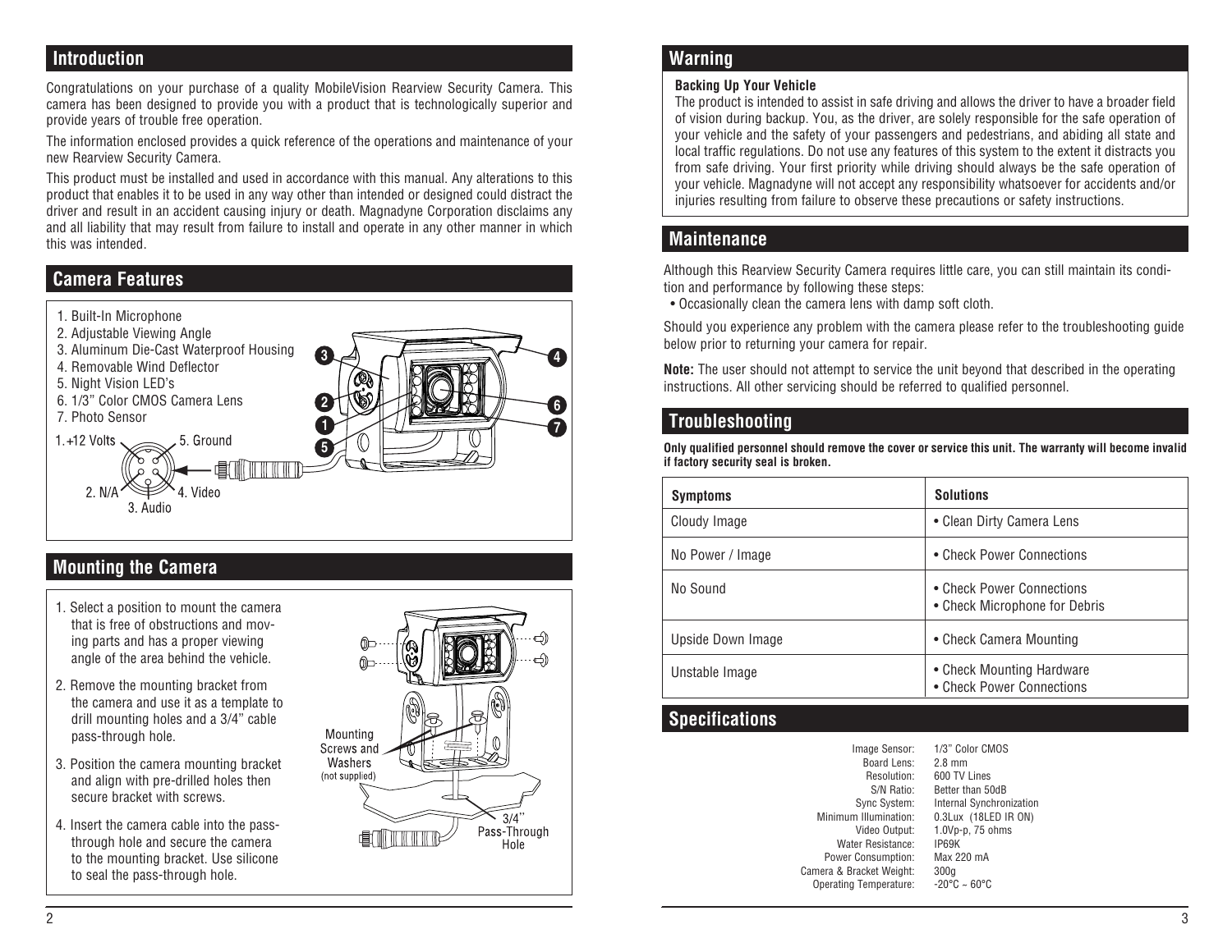## Introduction

Congratulations on your purchase of a quality MobileVision Rearview Security Camera. This camera has been designed to provide you with a product that is technologically superior and provide years of trouble free operation.

The information enclosed provides a quick reference of the operations and maintenance of your new Rearview Security Camera.

This product must be installed and used in accordance with this manual. Any alterations to this product that enables it to be used in any way other than intended or designed could distract the driver and result in an accident causing injury or death. Magnadyne Corporation disclaims any and all liability that may result from failure to install and operate in any other manner in which this was intended.

## Camera Features

1. Built-In Microphone
2. Adjustable Viewing Angle
3. Aluminum Die-Cast Waterproof Housing
4. Removable Wind Deflector
5. Night Vision LED's
6. 1/3" Color CMOS Camera Lens
7. Photo Sensor

1. +12 Volts
2. N/A
3. Audio
4. Video
5. Ground

## Mounting the Camera

1. Select a position to mount the camera that is free of obstructions and moving parts and has a proper viewing angle of the area behind the vehicle.
2. Remove the mounting bracket from the camera and use it as a template to drill mounting holes and a 3/4" cable pass-through hole.
3. Position the camera mounting bracket and align with pre-drilled holes then secure bracket with screws.
4. Insert the camera cable into the pass-through hole and secure the camera to the mounting bracket. Use silicone to seal the pass-through hole.

Mounting Screws and Washers (not supplied)

3/4" Pass-Through Hole

## Warning

**Backing Up Your Vehicle**

The product is intended to assist in safe driving and allows the driver to have a broader field of vision during backup. You, as the driver, are solely responsible for the safe operation of your vehicle and the safety of your passengers and pedestrians, and abiding all state and local traffic regulations. Do not use any features of this system to the extent it distracts you from safe driving. Your first priority while driving should always be the safe operation of your vehicle. Magnadyne will not accept any responsibility whatsoever for accidents and/or injuries resulting from failure to observe these precautions or safety instructions.

## Maintenance

Although this Rearview Security Camera requires little care, you can still maintain its condition and performance by following these steps:

- Occasionally clean the camera lens with damp soft cloth.

Should you experience any problem with the camera please refer to the troubleshooting guide below prior to returning your camera for repair.

**Note:** The user should not attempt to service the unit beyond that described in the operating instructions. All other servicing should be referred to qualified personnel.

## Troubleshooting

**Only qualified personnel should remove the cover or service this unit. The warranty will become invalid if factory security seal is broken.**

| Symptoms | Solutions |
|---|---|
| Cloudy Image | • Clean Dirty Camera Lens |
| No Power / Image | • Check Power Connections |
| No Sound | • Check Power Connections<br>• Check Microphone for Debris |
| Upside Down Image | • Check Camera Mounting |
| Unstable Image | • Check Mounting Hardware<br>• Check Power Connections |

## Specifications

| | |
|---|---|
| Image Sensor: | 1/3" Color CMOS |
| Board Lens: | 2.8 mm |
| Resolution: | 600 TV Lines |
| S/N Ratio: | Better than 50dB |
| Sync System: | Internal Synchronization |
| Minimum Illumination: | 0.3Lux (18LED IR ON) |
| Video Output: | 1.0Vp-p, 75 ohms |
| Water Resistance: | IP69K |
| Power Consumption: | Max 220 mA |
| Camera & Bracket Weight: | 300g |
| Operating Temperature: | -20°C ~ 60°C |